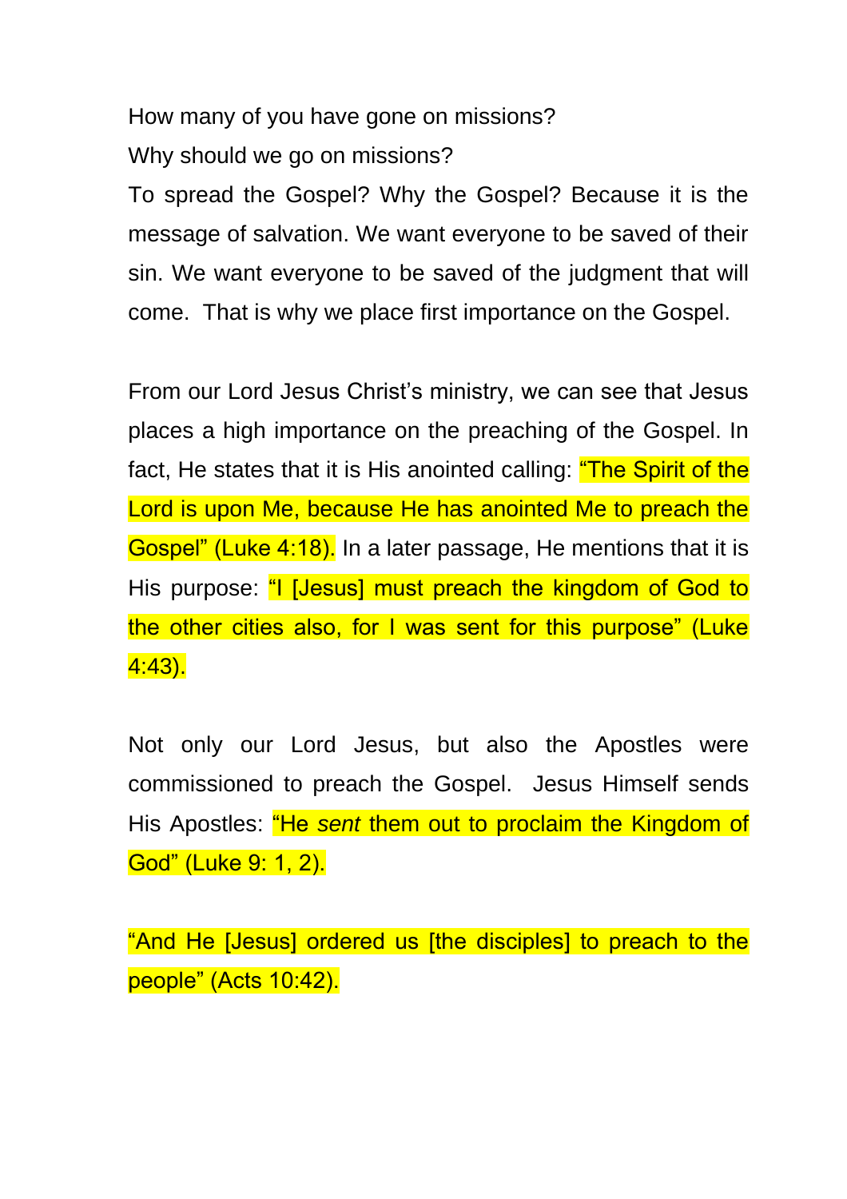How many of you have gone on missions?

Why should we go on missions?

To spread the Gospel? Why the Gospel? Because it is the message of salvation. We want everyone to be saved of their sin. We want everyone to be saved of the judgment that will come. That is why we place first importance on the Gospel.

From our Lord Jesus Christ's ministry, we can see that Jesus places a high importance on the preaching of the Gospel. In fact, He states that it is His anointed calling: "The Spirit of the Lord is upon Me, because He has anointed Me to preach the Gospel" (Luke 4:18). In a later passage, He mentions that it is His purpose: "I [Jesus] must preach the kingdom of God to the other cities also, for I was sent for this purpose" (Luke 4:43).

Not only our Lord Jesus, but also the Apostles were commissioned to preach the Gospel. Jesus Himself sends His Apostles: "He *sent* them out to proclaim the Kingdom of God" (Luke 9: 1, 2).

"And He [Jesus] ordered us [the disciples] to preach to the people" (Acts 10:42).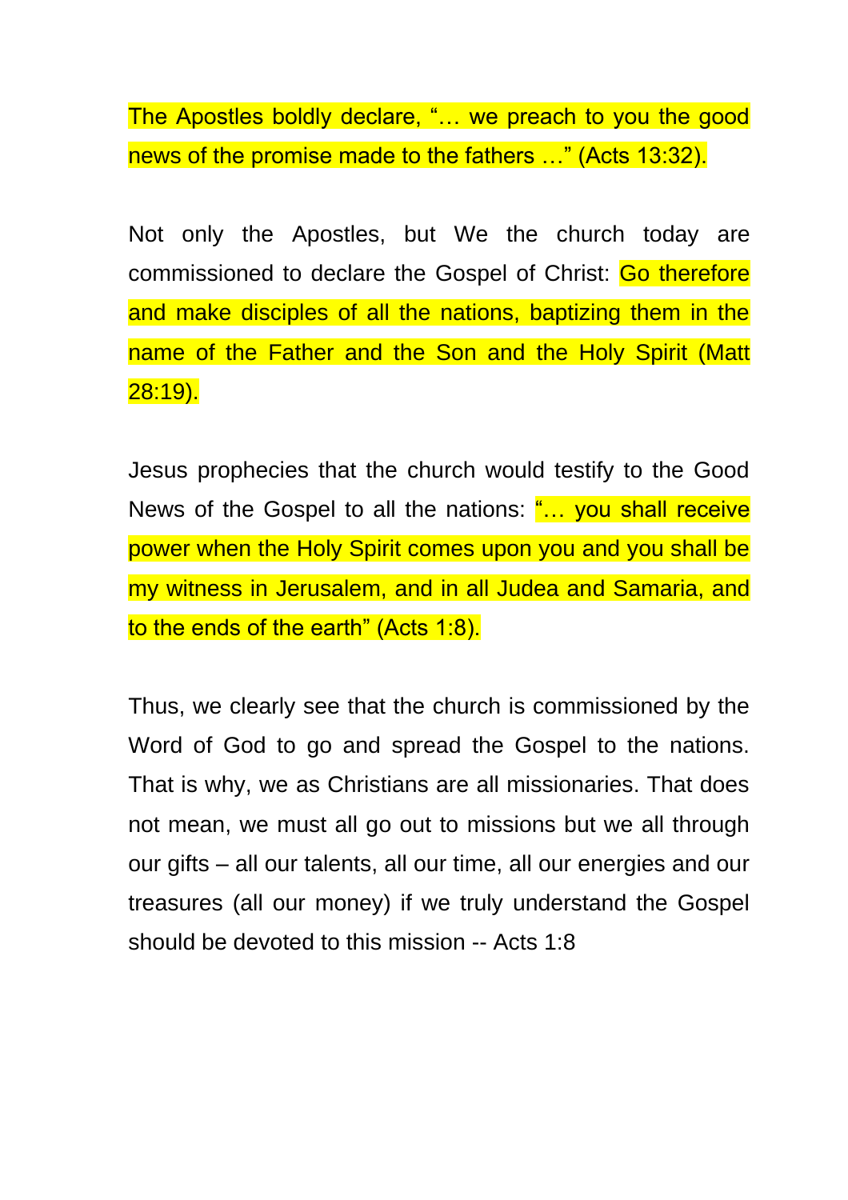The Apostles boldly declare, "… we preach to you the good news of the promise made to the fathers …" (Acts 13:32).

Not only the Apostles, but We the church today are commissioned to declare the Gospel of Christ: Go therefore and make disciples of all the nations, baptizing them in the name of the Father and the Son and the Holy Spirit (Matt 28:19).

Jesus prophecies that the church would testify to the Good News of the Gospel to all the nations: "… you shall receive power when the Holy Spirit comes upon you and you shall be my witness in Jerusalem, and in all Judea and Samaria, and to the ends of the earth" (Acts 1:8).

Thus, we clearly see that the church is commissioned by the Word of God to go and spread the Gospel to the nations. That is why, we as Christians are all missionaries. That does not mean, we must all go out to missions but we all through our gifts – all our talents, all our time, all our energies and our treasures (all our money) if we truly understand the Gospel should be devoted to this mission -- Acts 1:8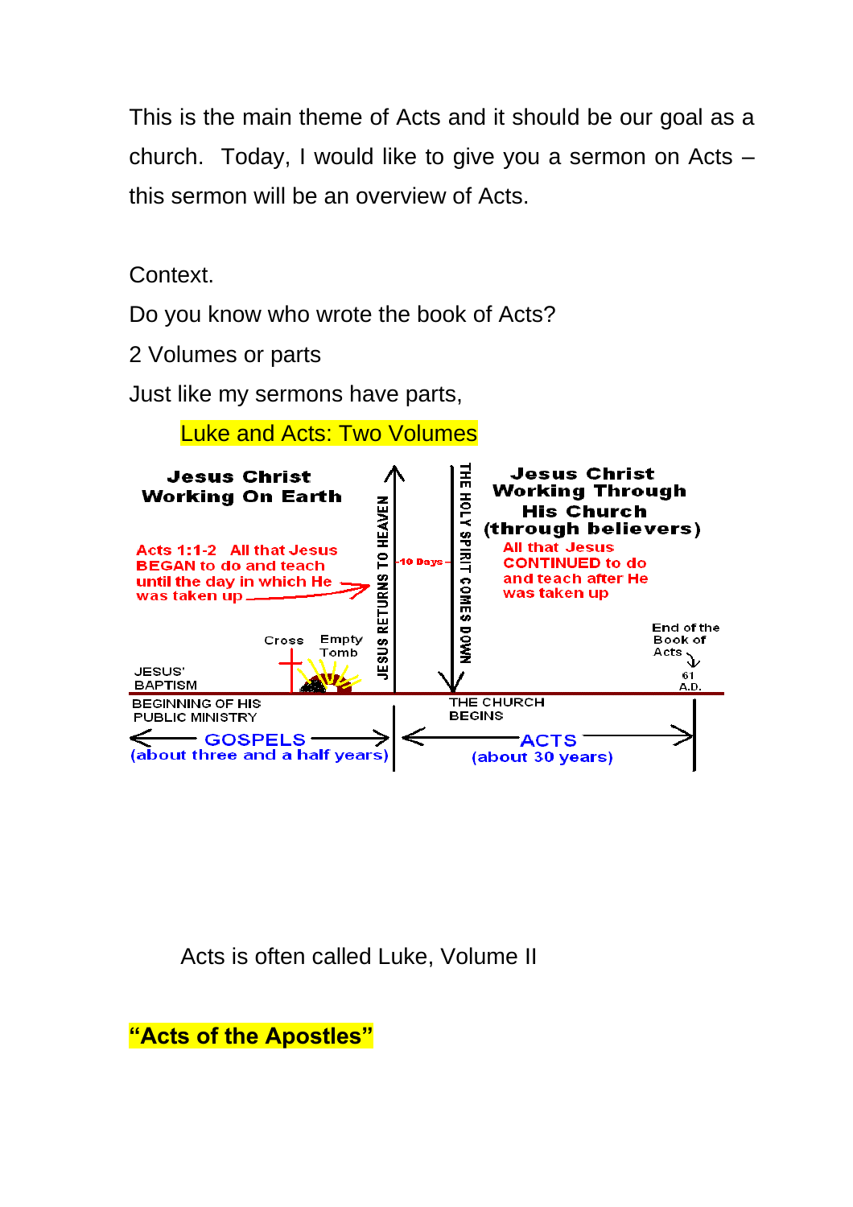This is the main theme of Acts and it should be our goal as a church. Today, I would like to give you a sermon on Acts – this sermon will be an overview of Acts.

Context.

Do you know who wrote the book of Acts?

2 Volumes or parts

Just like my sermons have parts,

Luke and Acts: Two Volumes

**Jesus Christ Working On Earth**

Acts 1:1-2 All that Jesus BEGAN to do and teach until the day in which He was taken up

Cross Empty Tomb

JESUS' BAPTISM

BEGINNING OF HIS PUBLIC MINISTRY

JESUS RETURNS TO HEAVEN

10 Days

THE HOLY SPIRIT COMES DOWN

**Jesus Christ Working Through His Church (through believers)**

All that Jesus CONTINUED to do and teach after He was taken up

End of the Book of Acts

61 A.D.

THE CHURCH BEGINS

GOSPELS (about three and a half years)

ACTS (about 30 years)

Acts is often called Luke, Volume II

**"Acts of the Apostles"**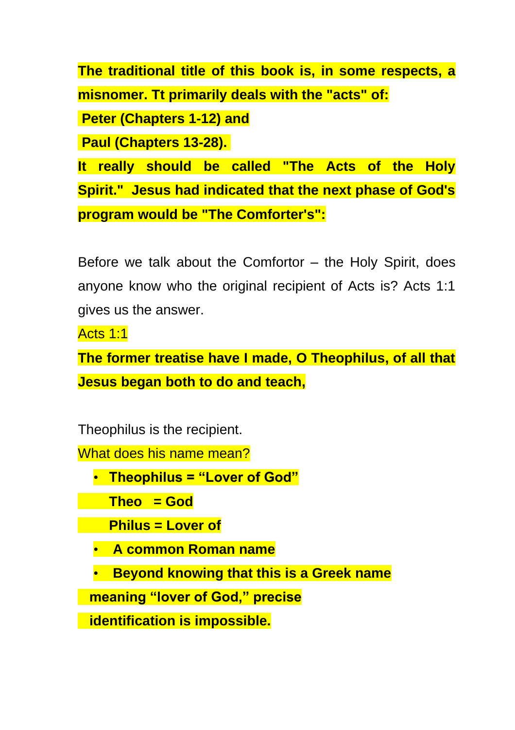**The traditional title of this book is, in some respects, a misnomer. Tt primarily deals with the "acts" of:**

**Peter (Chapters 1-12) and**

**Paul (Chapters 13-28).**

**It really should be called "The Acts of the Holy Spirit." Jesus had indicated that the next phase of God's program would be "The Comforter's":**

Before we talk about the Comfortor – the Holy Spirit, does anyone know who the original recipient of Acts is? Acts 1:1 gives us the answer.

Acts 1:1

**The former treatise have I made, O Theophilus, of all that Jesus began both to do and teach,**

Theophilus is the recipient.

What does his name mean?

- **Theophilus = "Lover of God"**

  **Theo = God**

  **Philus = Lover of**

- **A common Roman name**
- **Beyond knowing that this is a Greek name meaning "lover of God," precise identification is impossible.**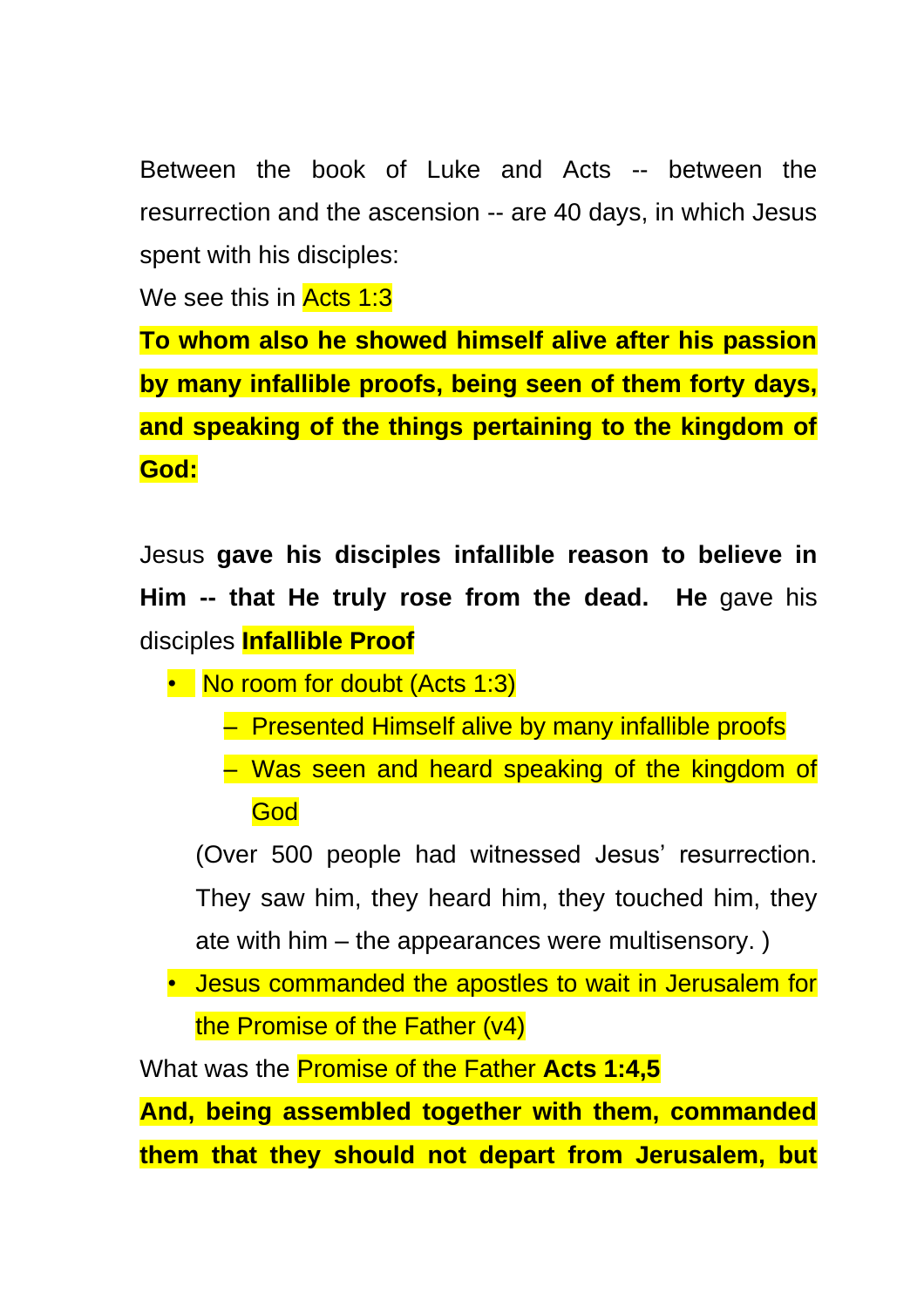Between the book of Luke and Acts -- between the resurrection and the ascension -- are 40 days, in which Jesus spent with his disciples:

We see this in Acts 1:3

**To whom also he showed himself alive after his passion by many infallible proofs, being seen of them forty days, and speaking of the things pertaining to the kingdom of God:**

Jesus **gave his disciples infallible reason to believe in Him -- that He truly rose from the dead. He** gave his disciples **Infallible Proof**

- No room for doubt (Acts 1:3)
  - Presented Himself alive by many infallible proofs
  - Was seen and heard speaking of the kingdom of God

  (Over 500 people had witnessed Jesus' resurrection. They saw him, they heard him, they touched him, they ate with him – the appearances were multisensory. )

- Jesus commanded the apostles to wait in Jerusalem for the Promise of the Father (v4)

What was the Promise of the Father **Acts 1:4,5**

**And, being assembled together with them, commanded them that they should not depart from Jerusalem, but**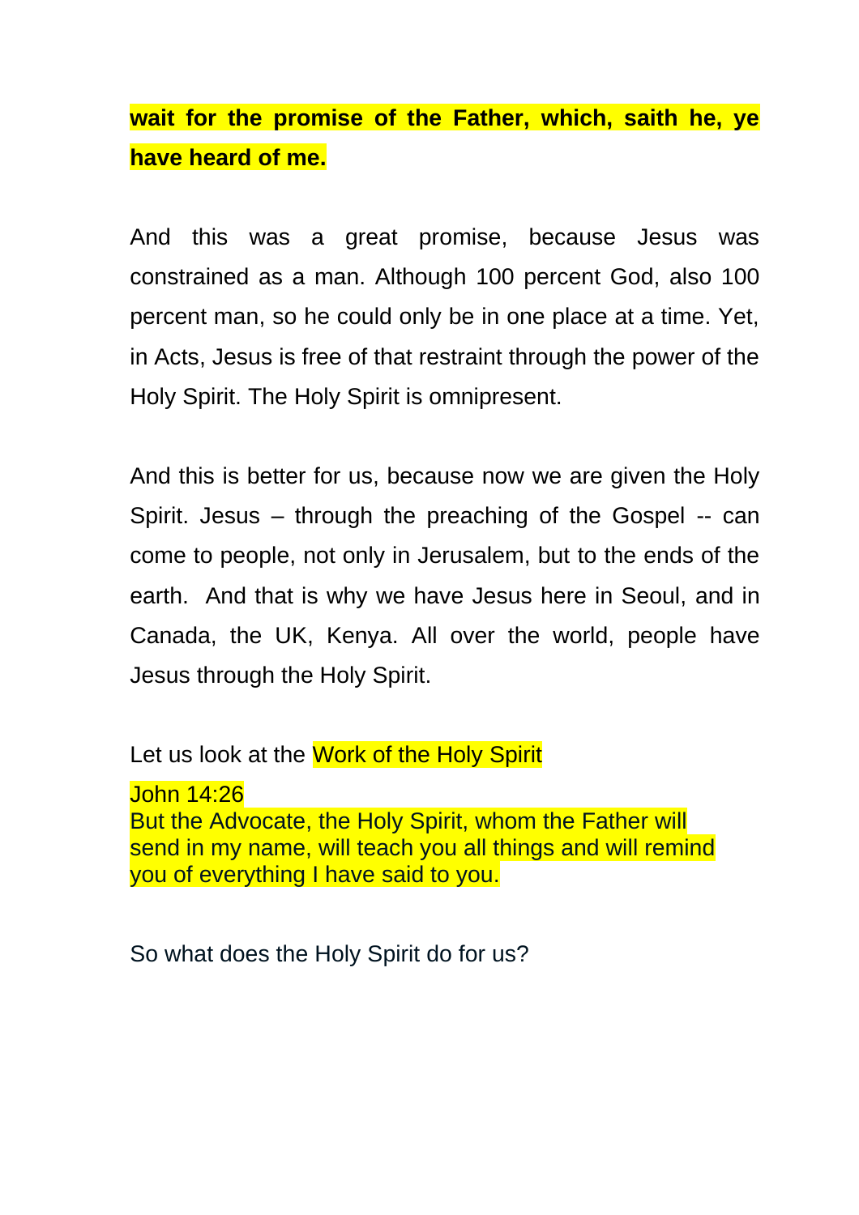**wait for the promise of the Father, which, saith he, ye have heard of me.**

And this was a great promise, because Jesus was constrained as a man. Although 100 percent God, also 100 percent man, so he could only be in one place at a time. Yet, in Acts, Jesus is free of that restraint through the power of the Holy Spirit. The Holy Spirit is omnipresent.

And this is better for us, because now we are given the Holy Spirit. Jesus – through the preaching of the Gospel -- can come to people, not only in Jerusalem, but to the ends of the earth. And that is why we have Jesus here in Seoul, and in Canada, the UK, Kenya. All over the world, people have Jesus through the Holy Spirit.

Let us look at the Work of the Holy Spirit

John 14:26
But the Advocate, the Holy Spirit, whom the Father will send in my name, will teach you all things and will remind you of everything I have said to you.

So what does the Holy Spirit do for us?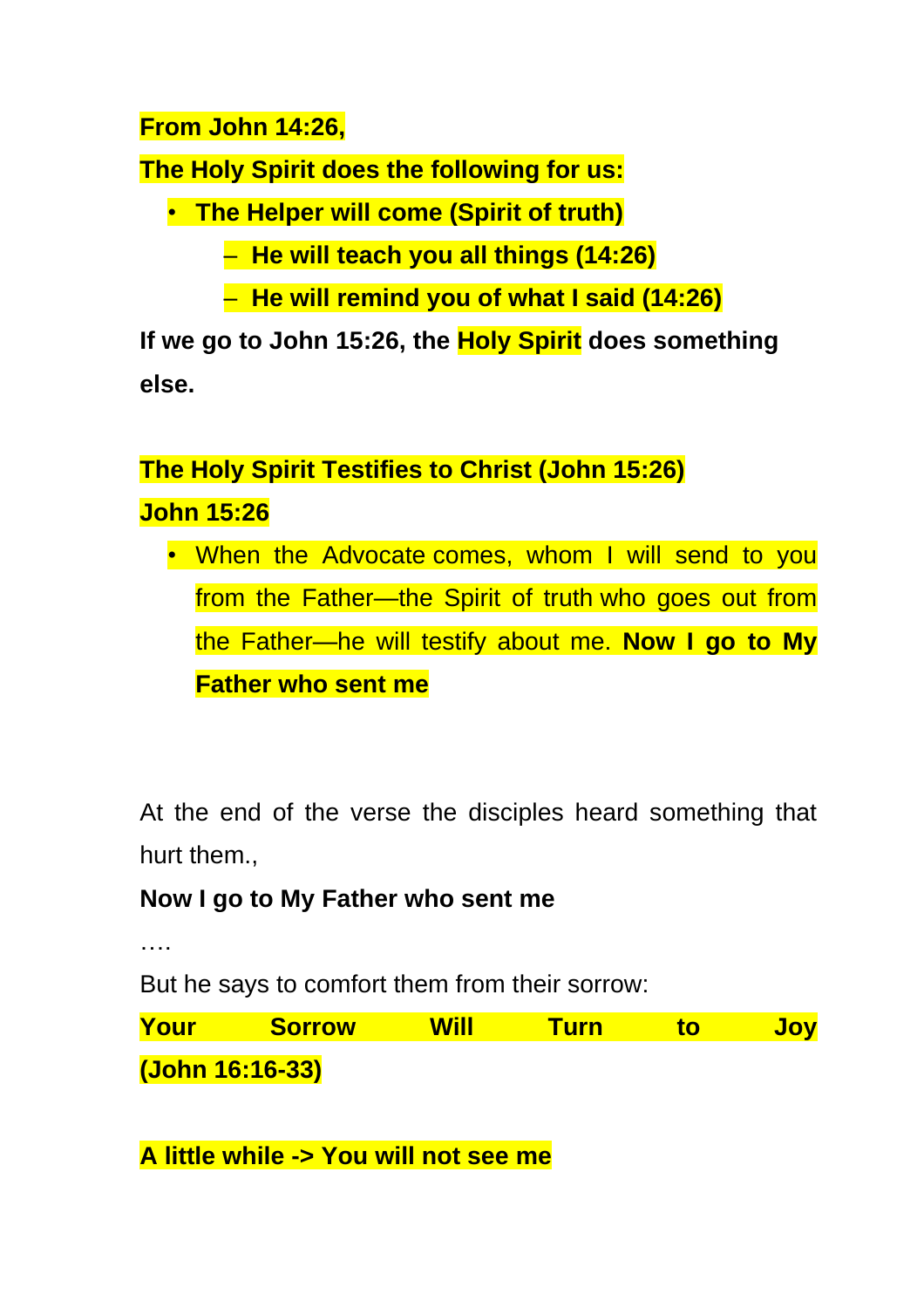**From John 14:26,**

**The Holy Spirit does the following for us:**

- **The Helper will come (Spirit of truth)**
  - **He will teach you all things (14:26)**
  - **He will remind you of what I said (14:26)**

**If we go to John 15:26, the Holy Spirit does something else.**

**The Holy Spirit Testifies to Christ (John 15:26)**

**John 15:26**

- When the Advocate comes, whom I will send to you from the Father—the Spirit of truth who goes out from the Father—he will testify about me. **Now I go to My Father who sent me**

At the end of the verse the disciples heard something that hurt them.,

**Now I go to My Father who sent me**

….

But he says to comfort them from their sorrow:

**Your Sorrow Will Turn to Joy (John 16:16-33)**

**A little while -> You will not see me**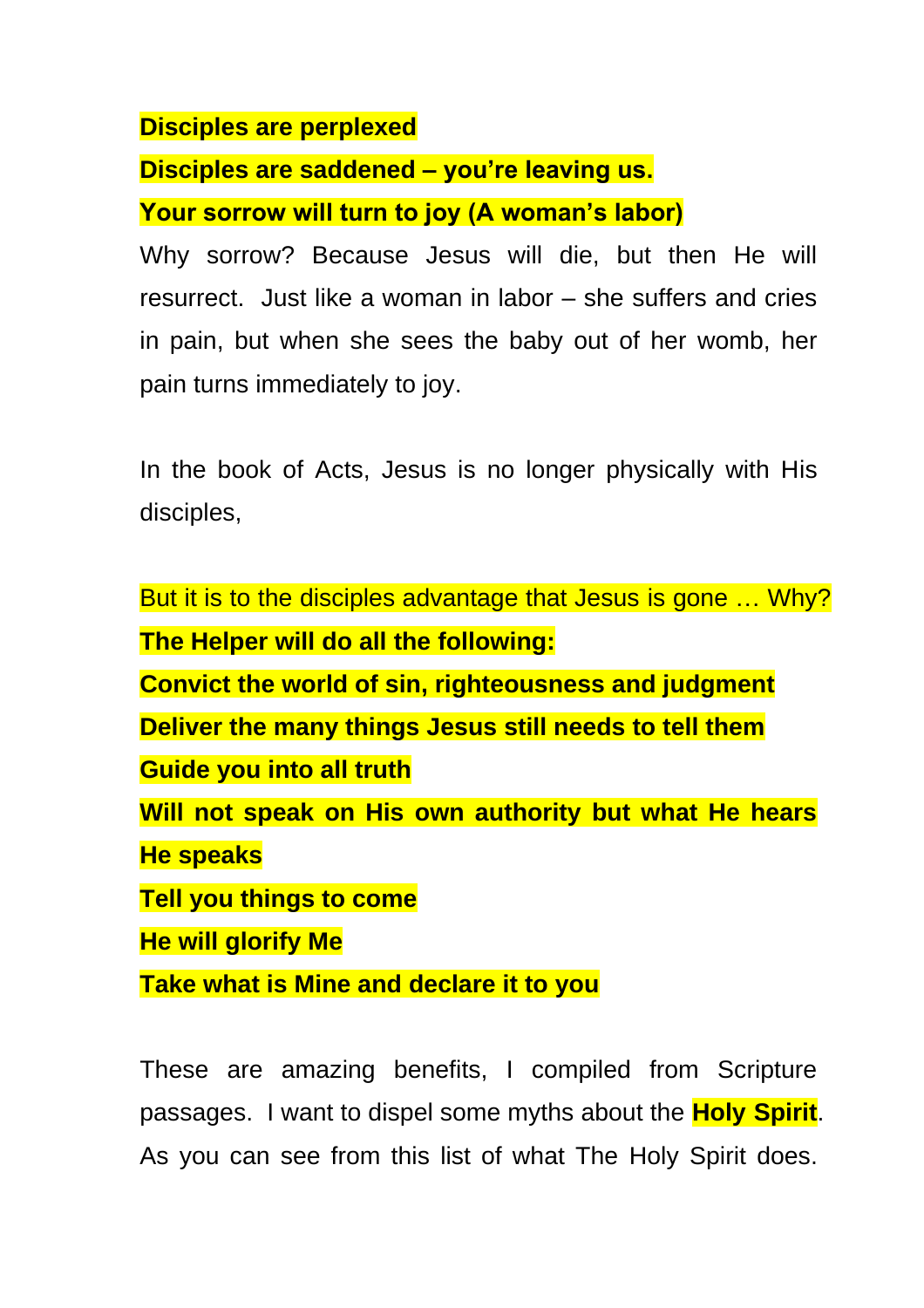**Disciples are perplexed**

**Disciples are saddened – you're leaving us.**

**Your sorrow will turn to joy (A woman's labor)**

Why sorrow? Because Jesus will die, but then He will resurrect. Just like a woman in labor – she suffers and cries in pain, but when she sees the baby out of her womb, her pain turns immediately to joy.

In the book of Acts, Jesus is no longer physically with His disciples,

But it is to the disciples advantage that Jesus is gone … Why?

**The Helper will do all the following:**

**Convict the world of sin, righteousness and judgment**

**Deliver the many things Jesus still needs to tell them**

**Guide you into all truth**

**Will not speak on His own authority but what He hears He speaks**

**Tell you things to come**

**He will glorify Me**

**Take what is Mine and declare it to you**

These are amazing benefits, I compiled from Scripture passages. I want to dispel some myths about the **Holy Spirit**. As you can see from this list of what The Holy Spirit does.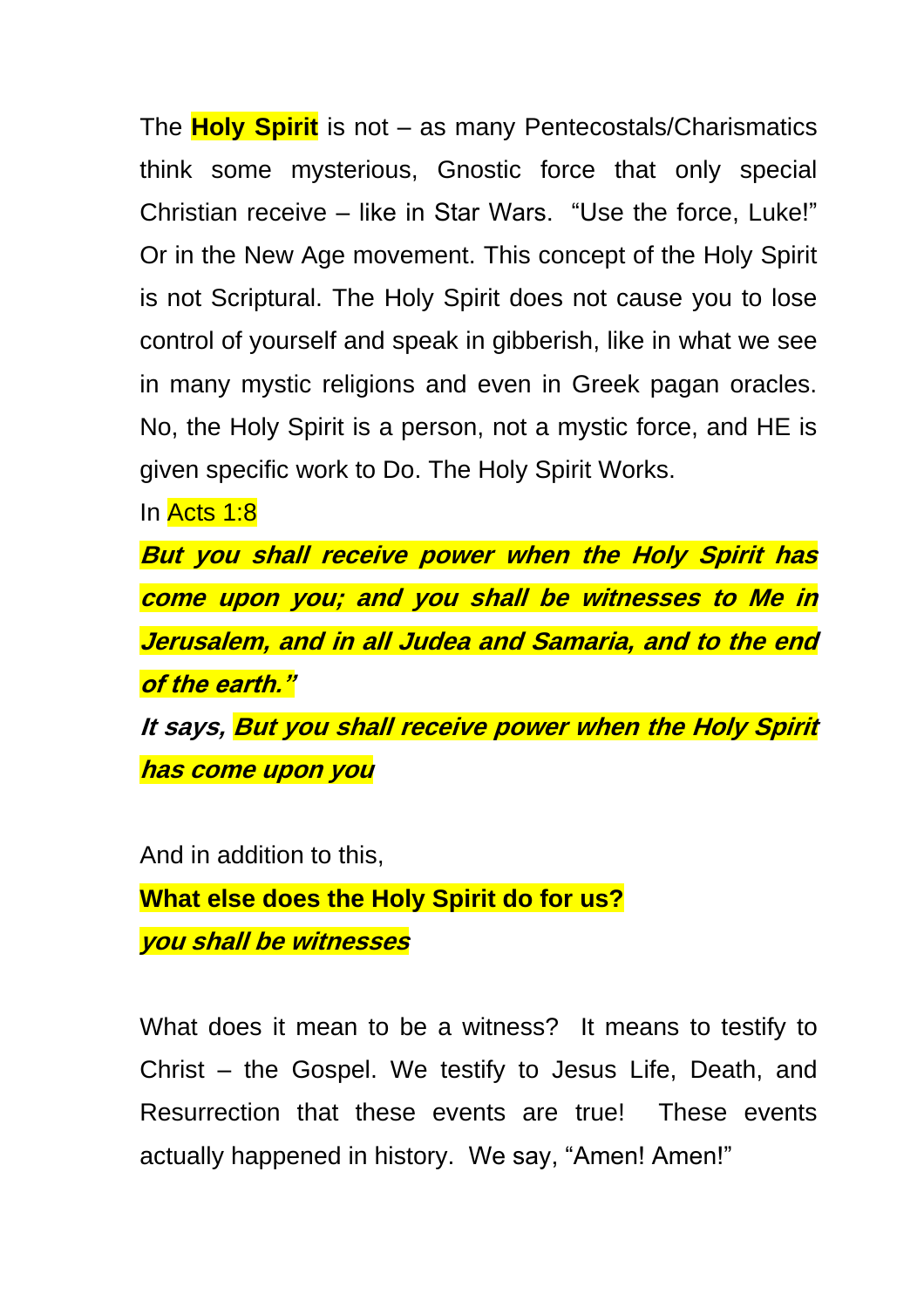The **Holy Spirit** is not – as many Pentecostals/Charismatics think some mysterious, Gnostic force that only special Christian receive – like in Star Wars. "Use the force, Luke!" Or in the New Age movement. This concept of the Holy Spirit is not Scriptural. The Holy Spirit does not cause you to lose control of yourself and speak in gibberish, like in what we see in many mystic religions and even in Greek pagan oracles. No, the Holy Spirit is a person, not a mystic force, and HE is given specific work to Do. The Holy Spirit Works.

In Acts 1:8

***But you shall receive power when the Holy Spirit has come upon you; and you shall be witnesses to Me in Jerusalem, and in all Judea and Samaria, and to the end of the earth."***

***It says, But you shall receive power when the Holy Spirit has come upon you***

And in addition to this,

**What else does the Holy Spirit do for us?**

***you shall be witnesses***

What does it mean to be a witness? It means to testify to Christ – the Gospel. We testify to Jesus Life, Death, and Resurrection that these events are true! These events actually happened in history. We say, "Amen! Amen!"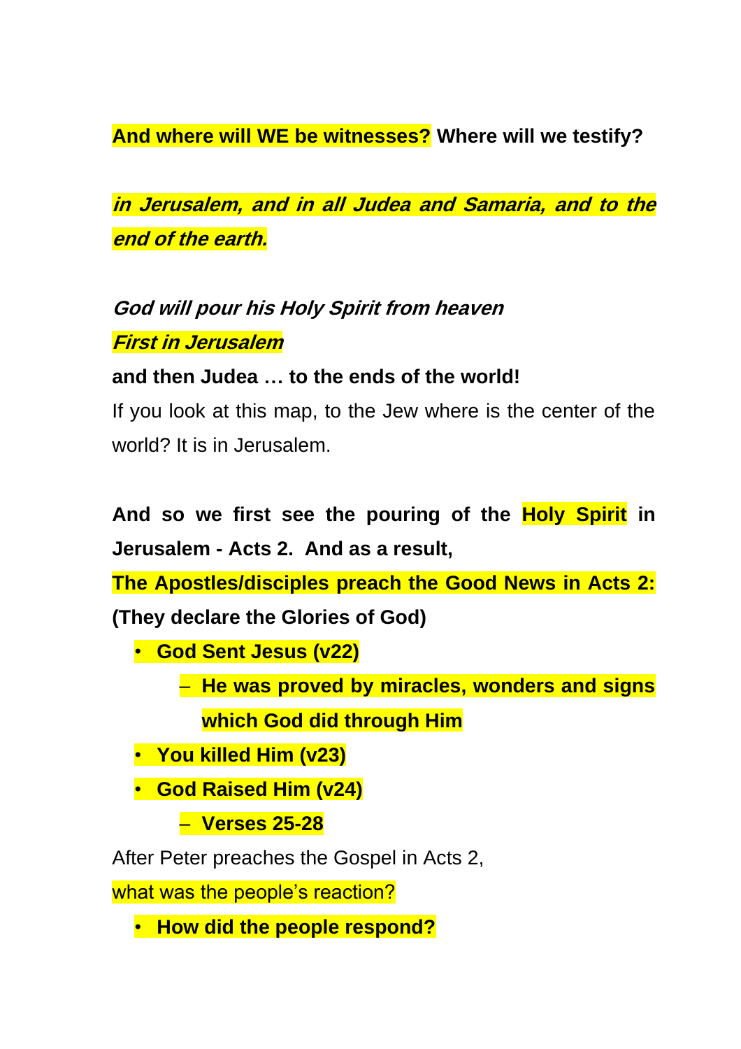**And where will WE be witnesses? Where will we testify?**

***in Jerusalem, and in all Judea and Samaria, and to the end of the earth.***

***God will pour his Holy Spirit from heaven***

***First in Jerusalem***

**and then Judea … to the ends of the world!**

If you look at this map, to the Jew where is the center of the world? It is in Jerusalem.

**And so we first see the pouring of the Holy Spirit in Jerusalem - Acts 2. And as a result,**

**The Apostles/disciples preach the Good News in Acts 2:**

**(They declare the Glories of God)**

- **God Sent Jesus (v22)**
  - **He was proved by miracles, wonders and signs which God did through Him**
- **You killed Him (v23)**
- **God Raised Him (v24)**
  - **Verses 25-28**

After Peter preaches the Gospel in Acts 2,

what was the people's reaction?

- **How did the people respond?**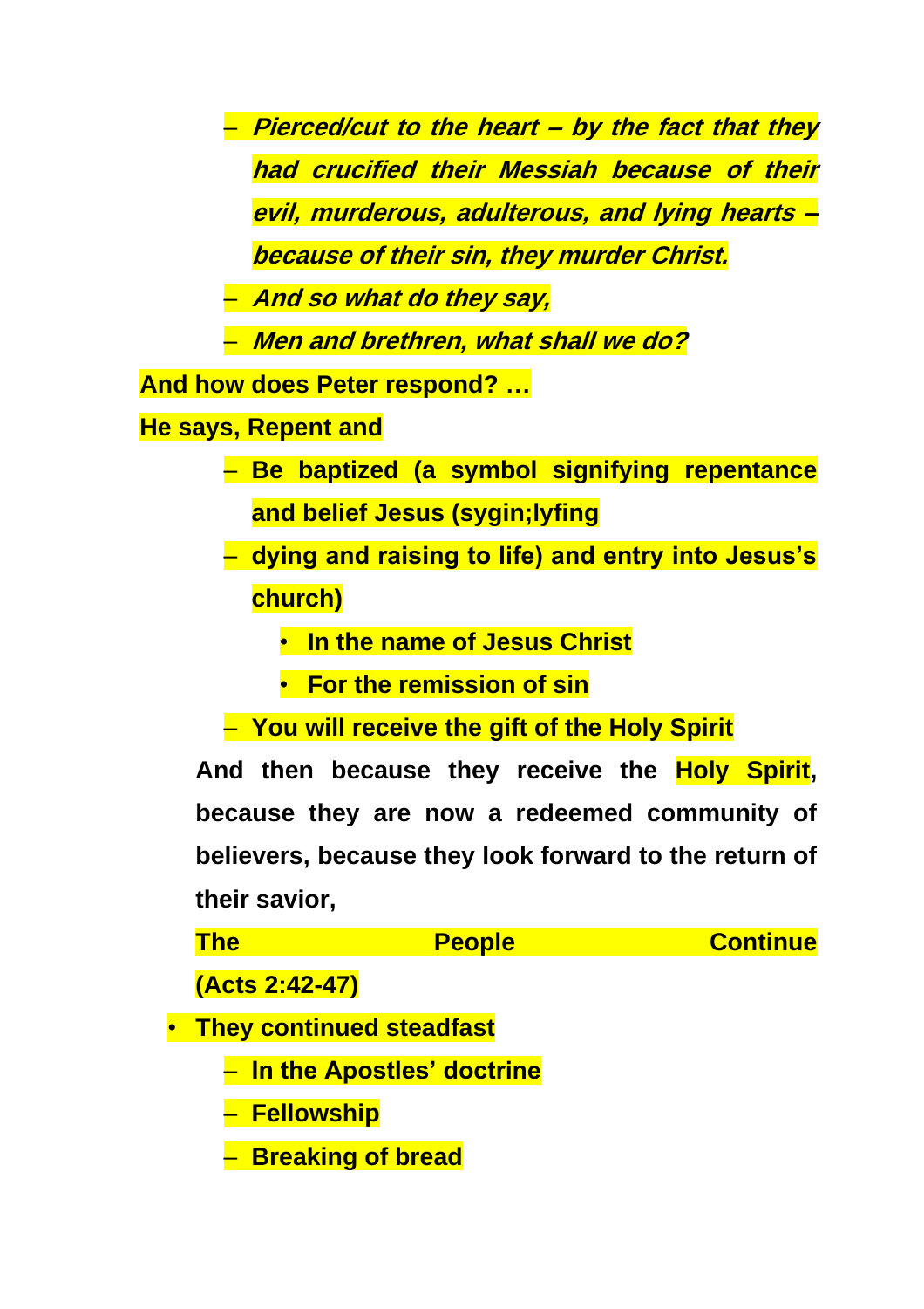- ***Pierced/cut to the heart – by the fact that they had crucified their Messiah because of their evil, murderous, adulterous, and lying hearts – because of their sin, they murder Christ.***
- ***And so what do they say,***
- ***Men and brethren, what shall we do?***

**And how does Peter respond? …**

**He says, Repent and**

- **Be baptized (a symbol signifying repentance and belief Jesus (sygin;lyfing**
- **dying and raising to life) and entry into Jesus's church)**
  - **In the name of Jesus Christ**
  - **For the remission of sin**
- **You will receive the gift of the Holy Spirit**

**And then because they receive the Holy Spirit, because they are now a redeemed community of believers, because they look forward to the return of their savior,**

**The People Continue (Acts 2:42-47)**

- **They continued steadfast**
  - **In the Apostles' doctrine**
  - **Fellowship**
  - **Breaking of bread**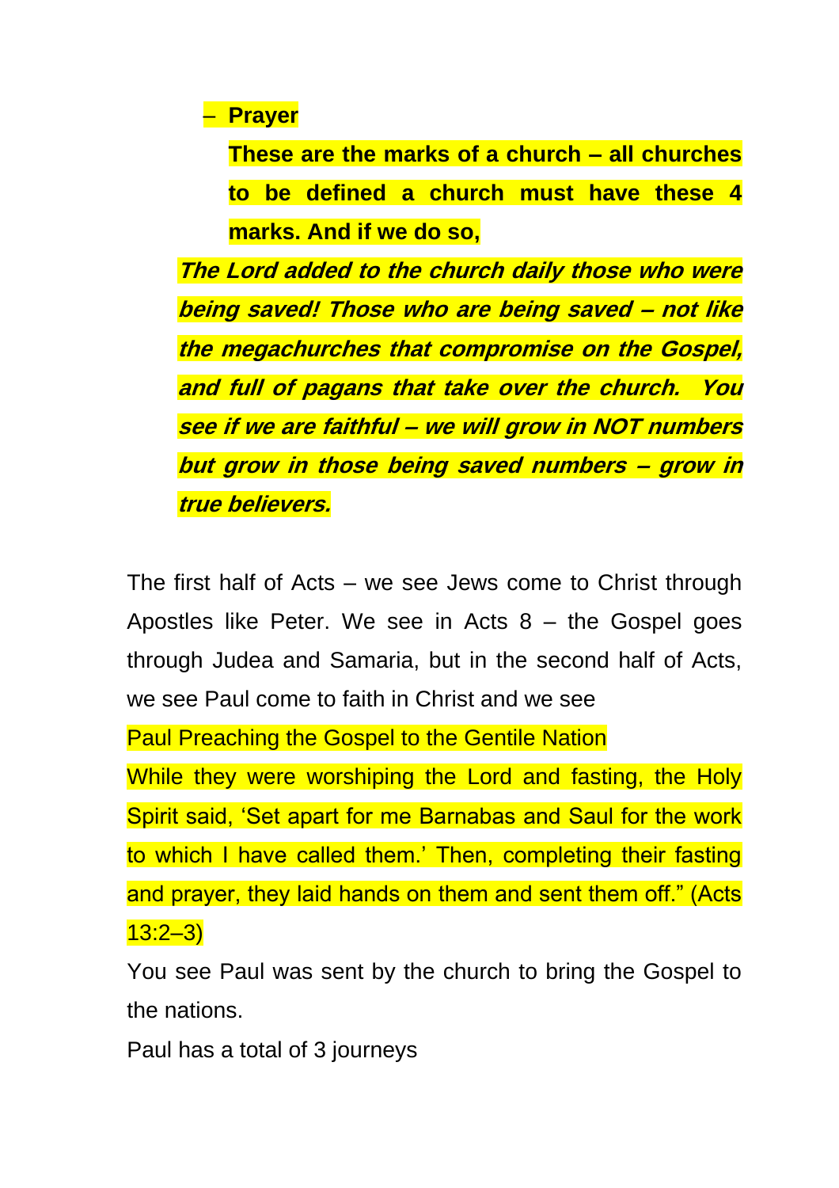- **Prayer**

  **These are the marks of a church – all churches to be defined a church must have these 4 marks. And if we do so,**

***The Lord added to the church daily those who were being saved! Those who are being saved – not like the megachurches that compromise on the Gospel, and full of pagans that take over the church. You see if we are faithful – we will grow in NOT numbers but grow in those being saved numbers – grow in true believers.***

The first half of Acts – we see Jews come to Christ through Apostles like Peter. We see in Acts 8 – the Gospel goes through Judea and Samaria, but in the second half of Acts, we see Paul come to faith in Christ and we see

Paul Preaching the Gospel to the Gentile Nation

While they were worshiping the Lord and fasting, the Holy Spirit said, 'Set apart for me Barnabas and Saul for the work to which I have called them.' Then, completing their fasting and prayer, they laid hands on them and sent them off." (Acts 13:2–3)

You see Paul was sent by the church to bring the Gospel to the nations.

Paul has a total of 3 journeys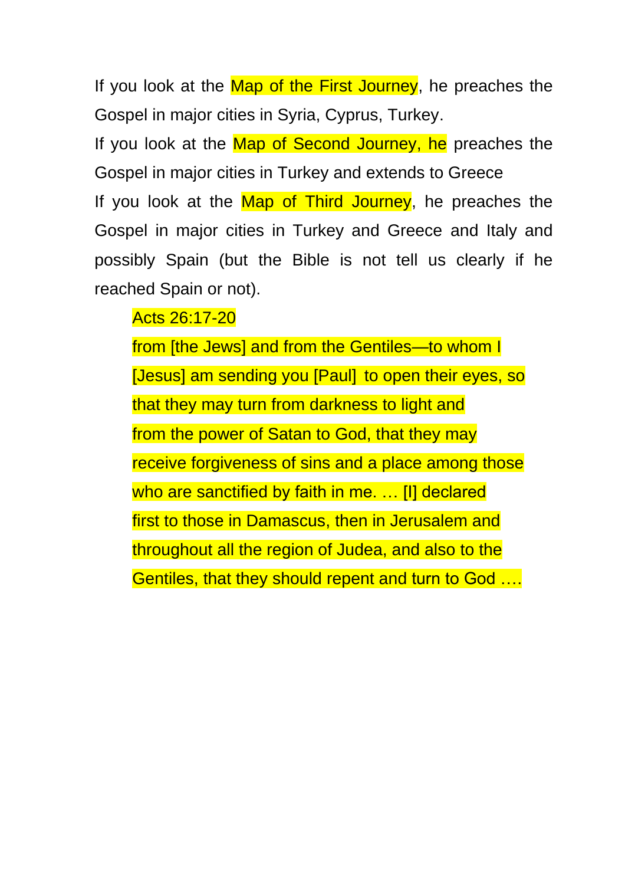If you look at the Map of the First Journey, he preaches the Gospel in major cities in Syria, Cyprus, Turkey.

If you look at the Map of Second Journey, he preaches the Gospel in major cities in Turkey and extends to Greece

If you look at the Map of Third Journey, he preaches the Gospel in major cities in Turkey and Greece and Italy and possibly Spain (but the Bible is not tell us clearly if he reached Spain or not).

> Acts 26:17-20
>
> from [the Jews] and from the Gentiles—to whom I [Jesus] am sending you [Paul] to open their eyes, so that they may turn from darkness to light and from the power of Satan to God, that they may receive forgiveness of sins and a place among those who are sanctified by faith in me. … [I] declared first to those in Damascus, then in Jerusalem and throughout all the region of Judea, and also to the Gentiles, that they should repent and turn to God ….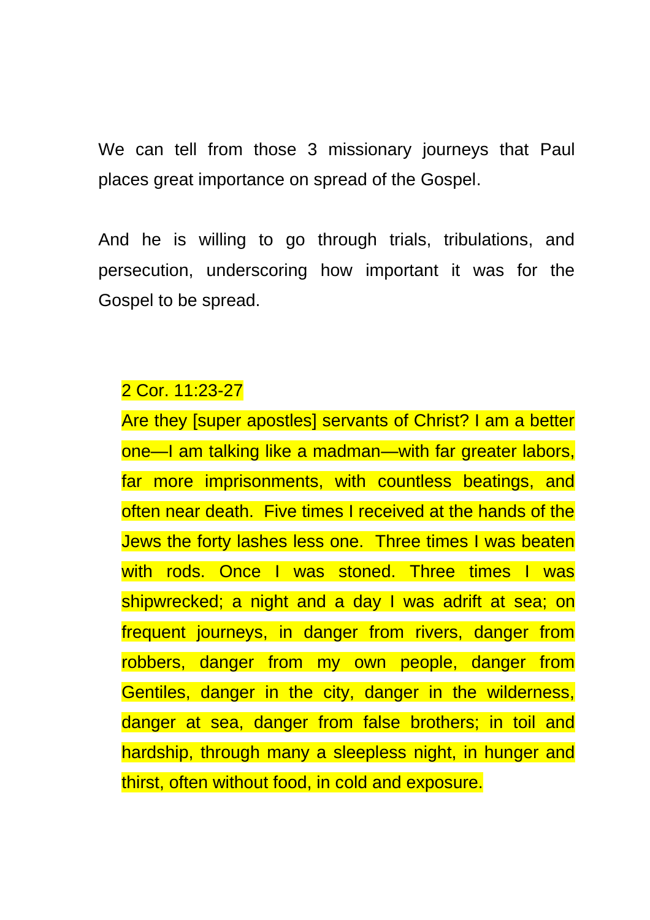We can tell from those 3 missionary journeys that Paul places great importance on spread of the Gospel.

And he is willing to go through trials, tribulations, and persecution, underscoring how important it was for the Gospel to be spread.

> 2 Cor. 11:23-27
>
> Are they [super apostles] servants of Christ? I am a better one—I am talking like a madman—with far greater labors, far more imprisonments, with countless beatings, and often near death. Five times I received at the hands of the Jews the forty lashes less one. Three times I was beaten with rods. Once I was stoned. Three times I was shipwrecked; a night and a day I was adrift at sea; on frequent journeys, in danger from rivers, danger from robbers, danger from my own people, danger from Gentiles, danger in the city, danger in the wilderness, danger at sea, danger from false brothers; in toil and hardship, through many a sleepless night, in hunger and thirst, often without food, in cold and exposure.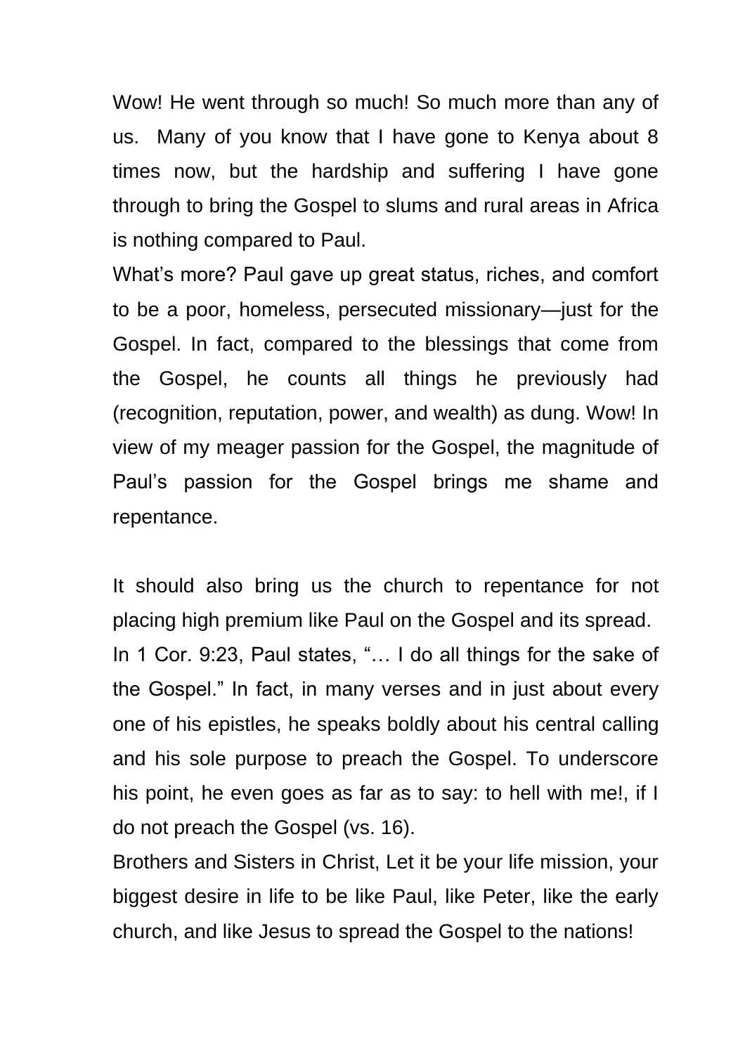Wow! He went through so much! So much more than any of us. Many of you know that I have gone to Kenya about 8 times now, but the hardship and suffering I have gone through to bring the Gospel to slums and rural areas in Africa is nothing compared to Paul.

What's more? Paul gave up great status, riches, and comfort to be a poor, homeless, persecuted missionary—just for the Gospel. In fact, compared to the blessings that come from the Gospel, he counts all things he previously had (recognition, reputation, power, and wealth) as dung. Wow! In view of my meager passion for the Gospel, the magnitude of Paul's passion for the Gospel brings me shame and repentance.

It should also bring us the church to repentance for not placing high premium like Paul on the Gospel and its spread.

In 1 Cor. 9:23, Paul states, "… I do all things for the sake of the Gospel." In fact, in many verses and in just about every one of his epistles, he speaks boldly about his central calling and his sole purpose to preach the Gospel. To underscore his point, he even goes as far as to say: to hell with me!, if I do not preach the Gospel (vs. 16).

Brothers and Sisters in Christ, Let it be your life mission, your biggest desire in life to be like Paul, like Peter, like the early church, and like Jesus to spread the Gospel to the nations!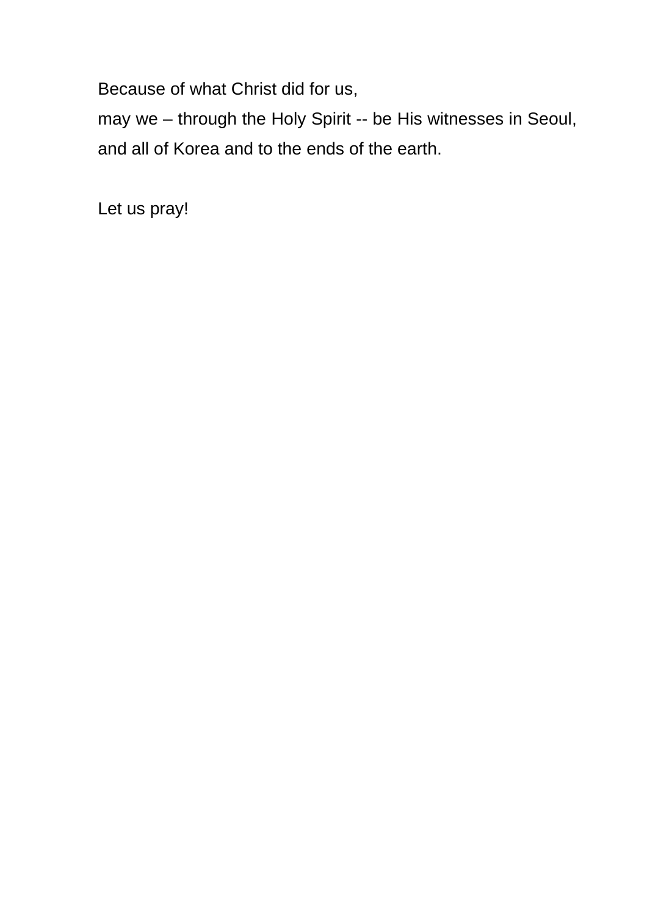Because of what Christ did for us,
may we – through the Holy Spirit -- be His witnesses in Seoul,
and all of Korea and to the ends of the earth.

Let us pray!